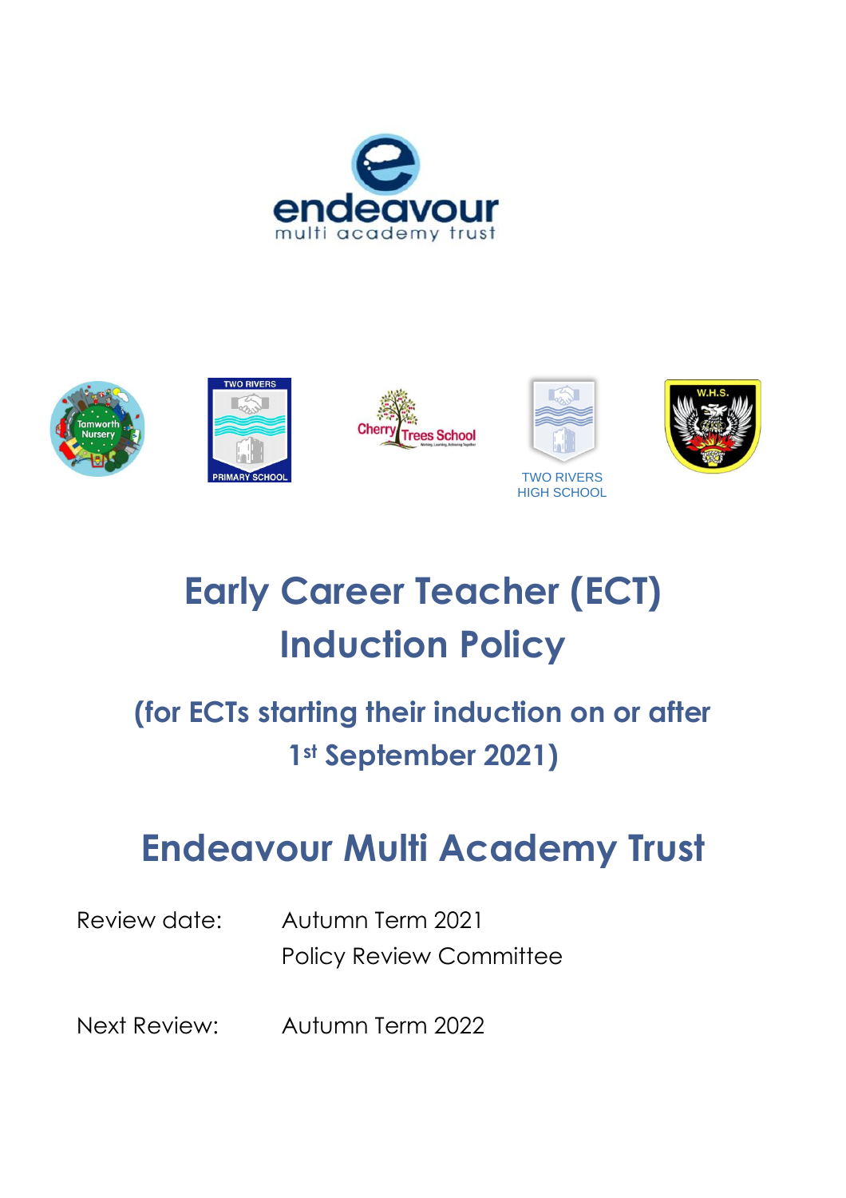endeavour
multi academy trust

Tamworth Nursery

TWO RIVERS PRIMARY SCHOOL

Cherry Trees School

TWO RIVERS HIGH SCHOOL

W.H.S.

# Early Career Teacher (ECT) Induction Policy

## (for ECTs starting their induction on or after 1st September 2021)

# Endeavour Multi Academy Trust

Review date: Autumn Term 2021
Policy Review Committee

Next Review: Autumn Term 2022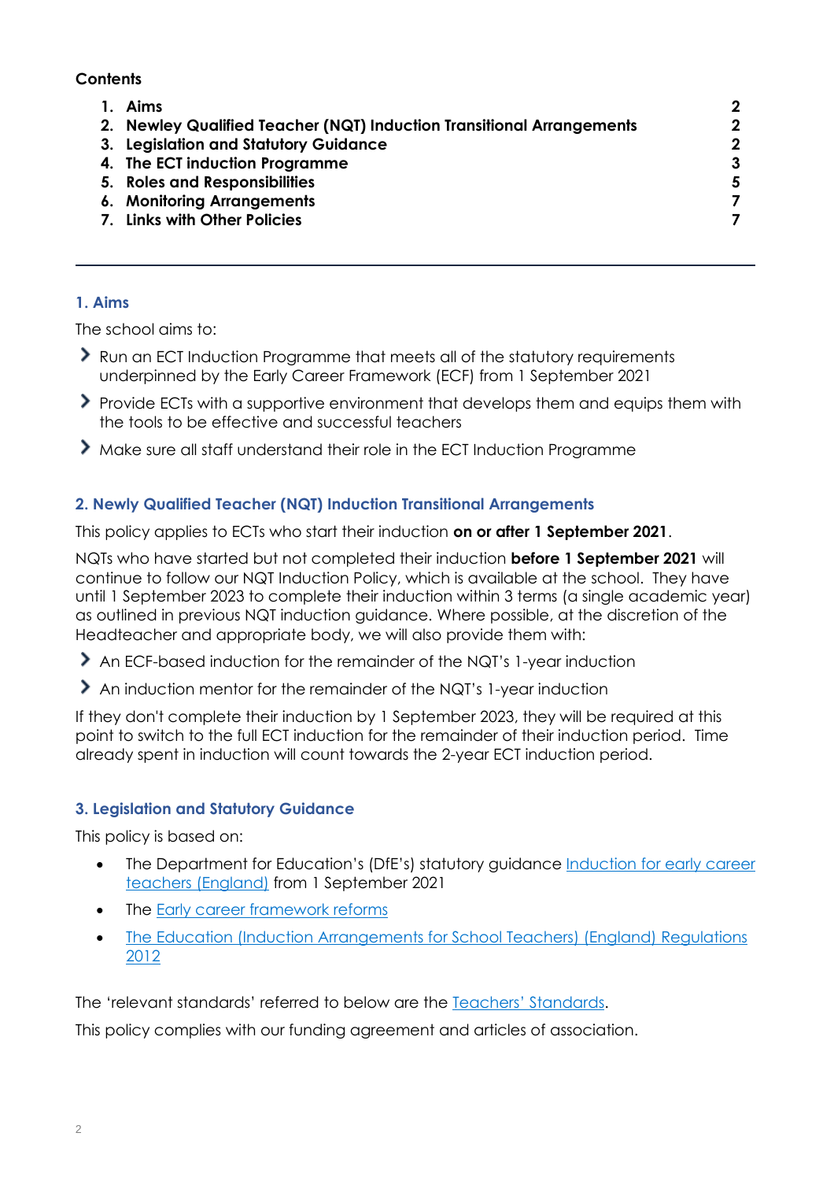**Contents**

1. **Aims** 2
2. **Newley Qualified Teacher (NQT) Induction Transitional Arrangements** 2
3. **Legislation and Statutory Guidance** 2
4. **The ECT induction Programme** 3
5. **Roles and Responsibilities** 5
6. **Monitoring Arrangements** 7
7. **Links with Other Policies** 7

---

## 1. Aims

The school aims to:

- Run an ECT Induction Programme that meets all of the statutory requirements underpinned by the Early Career Framework (ECF) from 1 September 2021
- Provide ECTs with a supportive environment that develops them and equips them with the tools to be effective and successful teachers
- Make sure all staff understand their role in the ECT Induction Programme

## 2. Newly Qualified Teacher (NQT) Induction Transitional Arrangements

This policy applies to ECTs who start their induction **on or after 1 September 2021**.

NQTs who have started but not completed their induction **before 1 September 2021** will continue to follow our NQT Induction Policy, which is available at the school. They have until 1 September 2023 to complete their induction within 3 terms (a single academic year) as outlined in previous NQT induction guidance. Where possible, at the discretion of the Headteacher and appropriate body, we will also provide them with:

- An ECF-based induction for the remainder of the NQT's 1-year induction
- An induction mentor for the remainder of the NQT's 1-year induction

If they don't complete their induction by 1 September 2023, they will be required at this point to switch to the full ECT induction for the remainder of their induction period. Time already spent in induction will count towards the 2-year ECT induction period.

## 3. Legislation and Statutory Guidance

This policy is based on:

- The Department for Education's (DfE's) statutory guidance Induction for early career teachers (England) from 1 September 2021
- The Early career framework reforms
- The Education (Induction Arrangements for School Teachers) (England) Regulations 2012

The 'relevant standards' referred to below are the Teachers' Standards.

This policy complies with our funding agreement and articles of association.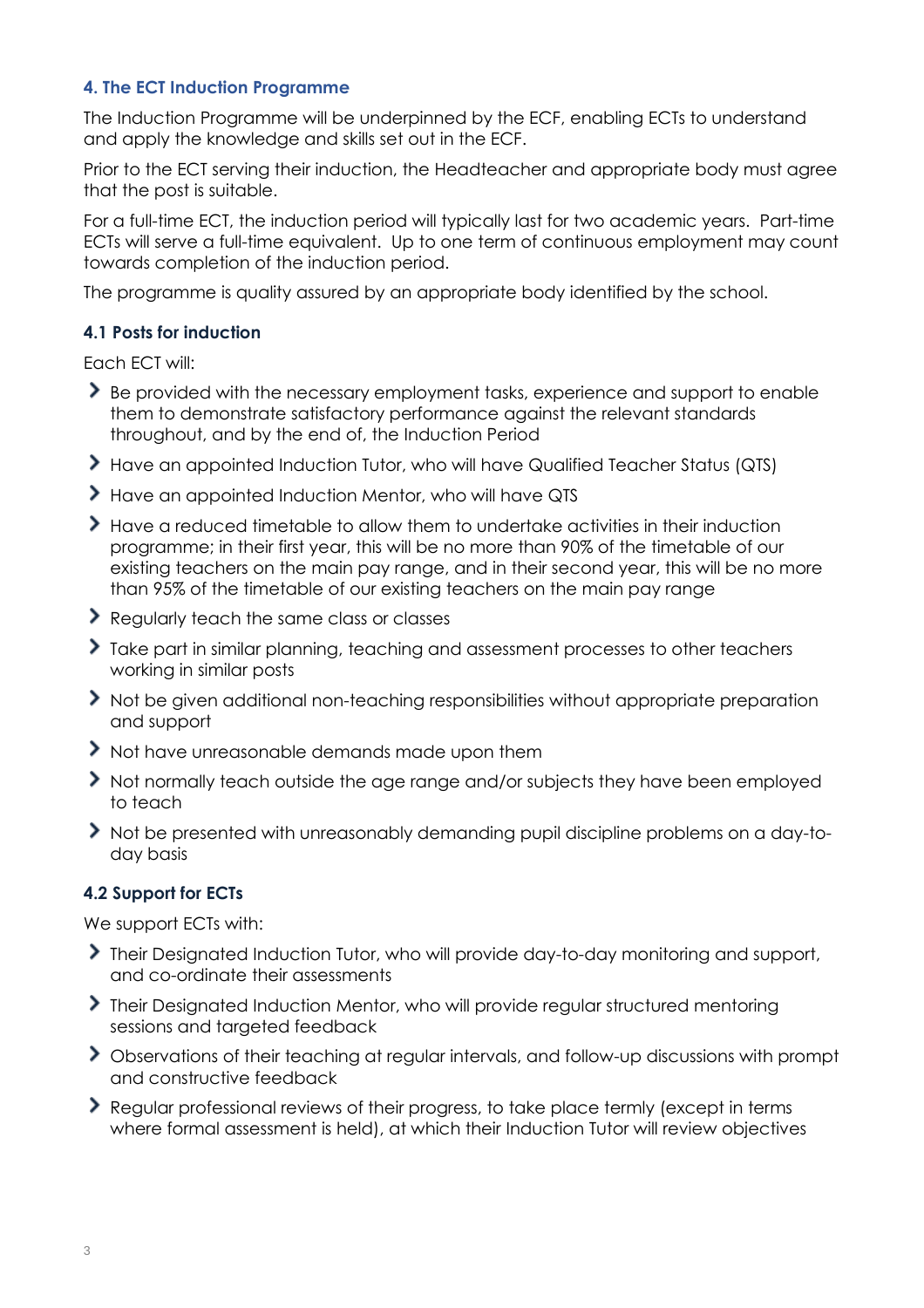### 4. The ECT Induction Programme

The Induction Programme will be underpinned by the ECF, enabling ECTs to understand and apply the knowledge and skills set out in the ECF.

Prior to the ECT serving their induction, the Headteacher and appropriate body must agree that the post is suitable.

For a full-time ECT, the induction period will typically last for two academic years. Part-time ECTs will serve a full-time equivalent. Up to one term of continuous employment may count towards completion of the induction period.

The programme is quality assured by an appropriate body identified by the school.

#### 4.1 Posts for induction

Each ECT will:

- Be provided with the necessary employment tasks, experience and support to enable them to demonstrate satisfactory performance against the relevant standards throughout, and by the end of, the Induction Period
- Have an appointed Induction Tutor, who will have Qualified Teacher Status (QTS)
- Have an appointed Induction Mentor, who will have QTS
- Have a reduced timetable to allow them to undertake activities in their induction programme; in their first year, this will be no more than 90% of the timetable of our existing teachers on the main pay range, and in their second year, this will be no more than 95% of the timetable of our existing teachers on the main pay range
- Regularly teach the same class or classes
- Take part in similar planning, teaching and assessment processes to other teachers working in similar posts
- Not be given additional non-teaching responsibilities without appropriate preparation and support
- Not have unreasonable demands made upon them
- Not normally teach outside the age range and/or subjects they have been employed to teach
- Not be presented with unreasonably demanding pupil discipline problems on a day-to-day basis

#### 4.2 Support for ECTs

We support ECTs with:

- Their Designated Induction Tutor, who will provide day-to-day monitoring and support, and co-ordinate their assessments
- Their Designated Induction Mentor, who will provide regular structured mentoring sessions and targeted feedback
- Observations of their teaching at regular intervals, and follow-up discussions with prompt and constructive feedback
- Regular professional reviews of their progress, to take place termly (except in terms where formal assessment is held), at which their Induction Tutor will review objectives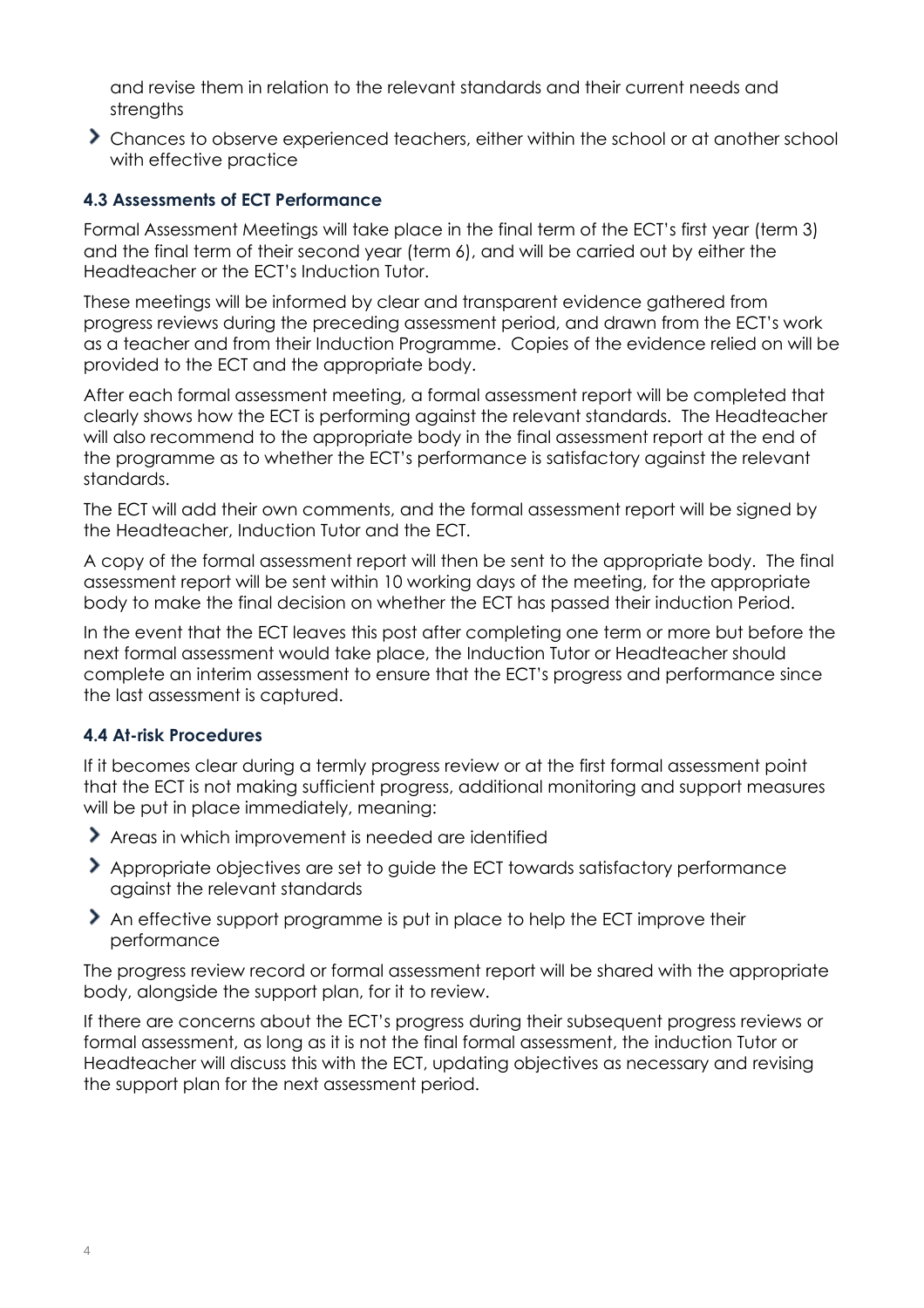and revise them in relation to the relevant standards and their current needs and strengths

- Chances to observe experienced teachers, either within the school or at another school with effective practice

### 4.3 Assessments of ECT Performance

Formal Assessment Meetings will take place in the final term of the ECT's first year (term 3) and the final term of their second year (term 6), and will be carried out by either the Headteacher or the ECT's Induction Tutor.

These meetings will be informed by clear and transparent evidence gathered from progress reviews during the preceding assessment period, and drawn from the ECT's work as a teacher and from their Induction Programme. Copies of the evidence relied on will be provided to the ECT and the appropriate body.

After each formal assessment meeting, a formal assessment report will be completed that clearly shows how the ECT is performing against the relevant standards. The Headteacher will also recommend to the appropriate body in the final assessment report at the end of the programme as to whether the ECT's performance is satisfactory against the relevant standards.

The ECT will add their own comments, and the formal assessment report will be signed by the Headteacher, Induction Tutor and the ECT.

A copy of the formal assessment report will then be sent to the appropriate body. The final assessment report will be sent within 10 working days of the meeting, for the appropriate body to make the final decision on whether the ECT has passed their induction Period.

In the event that the ECT leaves this post after completing one term or more but before the next formal assessment would take place, the Induction Tutor or Headteacher should complete an interim assessment to ensure that the ECT's progress and performance since the last assessment is captured.

### 4.4 At-risk Procedures

If it becomes clear during a termly progress review or at the first formal assessment point that the ECT is not making sufficient progress, additional monitoring and support measures will be put in place immediately, meaning:

- Areas in which improvement is needed are identified
- Appropriate objectives are set to guide the ECT towards satisfactory performance against the relevant standards
- An effective support programme is put in place to help the ECT improve their performance

The progress review record or formal assessment report will be shared with the appropriate body, alongside the support plan, for it to review.

If there are concerns about the ECT's progress during their subsequent progress reviews or formal assessment, as long as it is not the final formal assessment, the induction Tutor or Headteacher will discuss this with the ECT, updating objectives as necessary and revising the support plan for the next assessment period.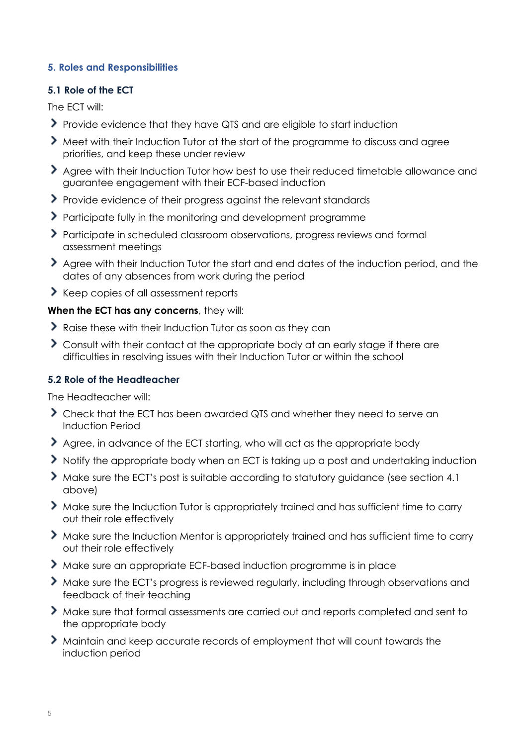## 5. Roles and Responsibilities

### 5.1 Role of the ECT

The ECT will:

- Provide evidence that they have QTS and are eligible to start induction
- Meet with their Induction Tutor at the start of the programme to discuss and agree priorities, and keep these under review
- Agree with their Induction Tutor how best to use their reduced timetable allowance and guarantee engagement with their ECF-based induction
- Provide evidence of their progress against the relevant standards
- Participate fully in the monitoring and development programme
- Participate in scheduled classroom observations, progress reviews and formal assessment meetings
- Agree with their Induction Tutor the start and end dates of the induction period, and the dates of any absences from work during the period
- Keep copies of all assessment reports

**When the ECT has any concerns**, they will:

- Raise these with their Induction Tutor as soon as they can
- Consult with their contact at the appropriate body at an early stage if there are difficulties in resolving issues with their Induction Tutor or within the school

### 5.2 Role of the Headteacher

The Headteacher will:

- Check that the ECT has been awarded QTS and whether they need to serve an Induction Period
- Agree, in advance of the ECT starting, who will act as the appropriate body
- Notify the appropriate body when an ECT is taking up a post and undertaking induction
- Make sure the ECT's post is suitable according to statutory guidance (see section 4.1 above)
- Make sure the Induction Tutor is appropriately trained and has sufficient time to carry out their role effectively
- Make sure the Induction Mentor is appropriately trained and has sufficient time to carry out their role effectively
- Make sure an appropriate ECF-based induction programme is in place
- Make sure the ECT's progress is reviewed regularly, including through observations and feedback of their teaching
- Make sure that formal assessments are carried out and reports completed and sent to the appropriate body
- Maintain and keep accurate records of employment that will count towards the induction period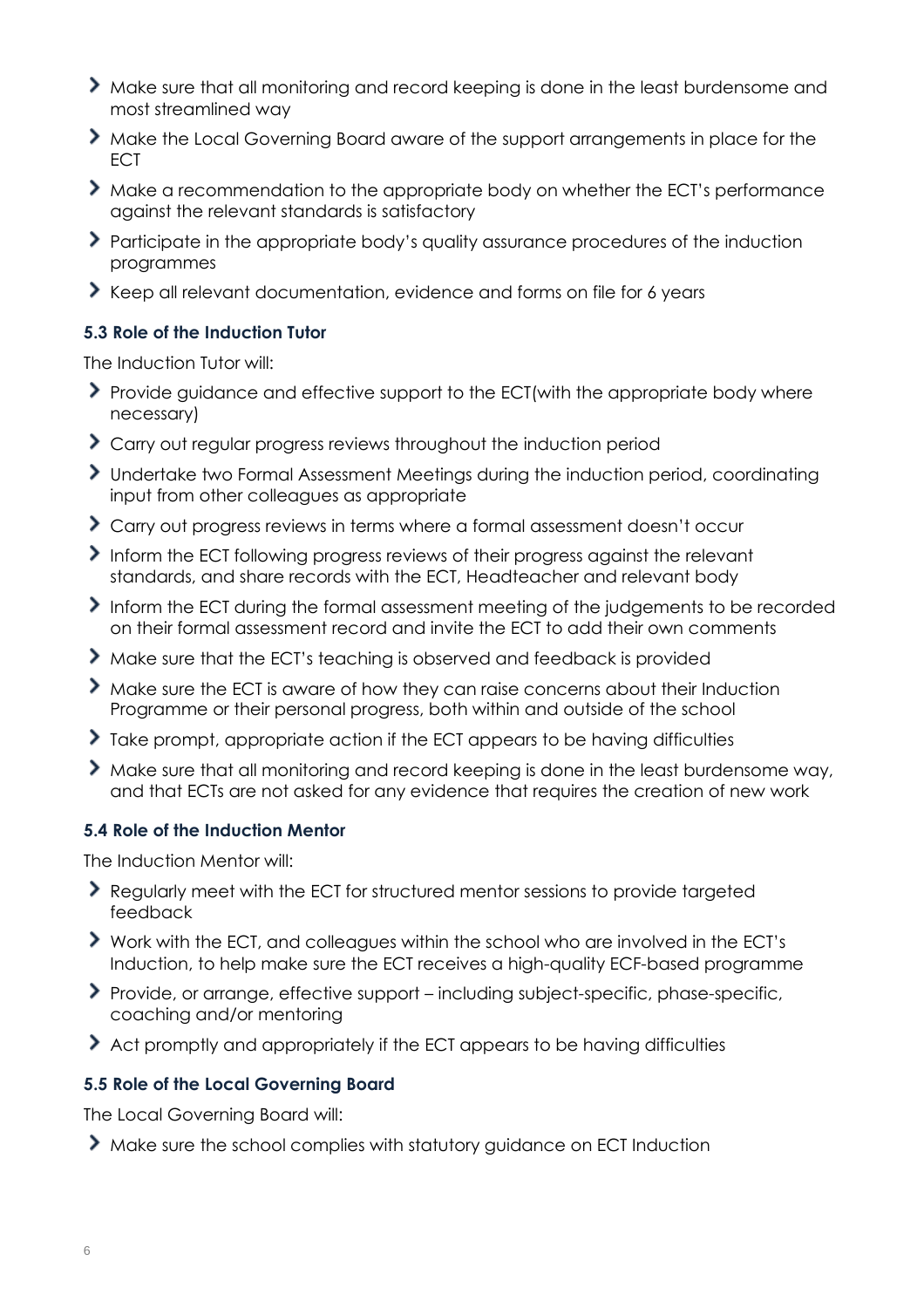- Make sure that all monitoring and record keeping is done in the least burdensome and most streamlined way
- Make the Local Governing Board aware of the support arrangements in place for the ECT
- Make a recommendation to the appropriate body on whether the ECT's performance against the relevant standards is satisfactory
- Participate in the appropriate body's quality assurance procedures of the induction programmes
- Keep all relevant documentation, evidence and forms on file for 6 years

### 5.3 Role of the Induction Tutor

The Induction Tutor will:

- Provide guidance and effective support to the ECT(with the appropriate body where necessary)
- Carry out regular progress reviews throughout the induction period
- Undertake two Formal Assessment Meetings during the induction period, coordinating input from other colleagues as appropriate
- Carry out progress reviews in terms where a formal assessment doesn't occur
- Inform the ECT following progress reviews of their progress against the relevant standards, and share records with the ECT, Headteacher and relevant body
- Inform the ECT during the formal assessment meeting of the judgements to be recorded on their formal assessment record and invite the ECT to add their own comments
- Make sure that the ECT's teaching is observed and feedback is provided
- Make sure the ECT is aware of how they can raise concerns about their Induction Programme or their personal progress, both within and outside of the school
- Take prompt, appropriate action if the ECT appears to be having difficulties
- Make sure that all monitoring and record keeping is done in the least burdensome way, and that ECTs are not asked for any evidence that requires the creation of new work

### 5.4 Role of the Induction Mentor

The Induction Mentor will:

- Regularly meet with the ECT for structured mentor sessions to provide targeted feedback
- Work with the ECT, and colleagues within the school who are involved in the ECT's Induction, to help make sure the ECT receives a high-quality ECF-based programme
- Provide, or arrange, effective support – including subject-specific, phase-specific, coaching and/or mentoring
- Act promptly and appropriately if the ECT appears to be having difficulties

### 5.5 Role of the Local Governing Board

The Local Governing Board will:

- Make sure the school complies with statutory guidance on ECT Induction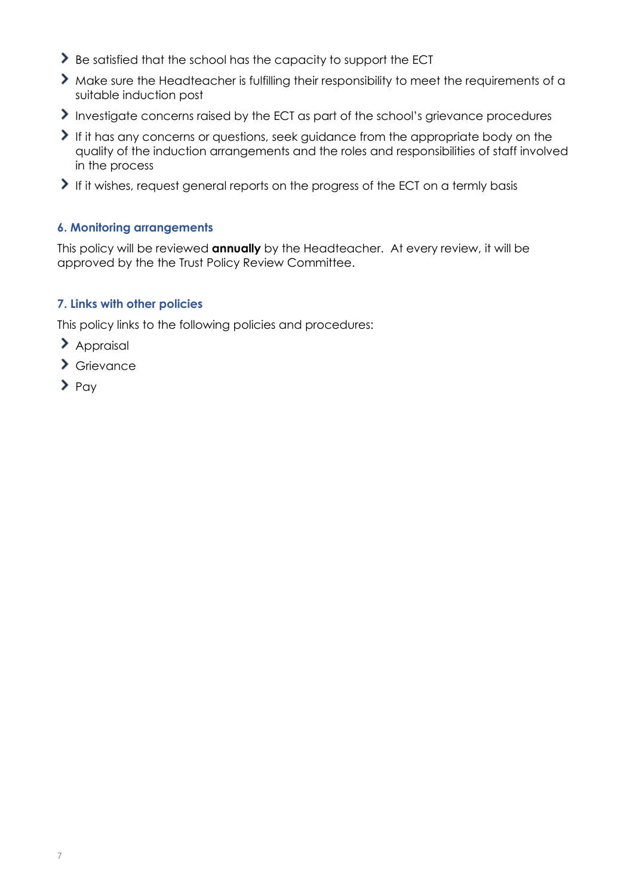- Be satisfied that the school has the capacity to support the ECT
- Make sure the Headteacher is fulfilling their responsibility to meet the requirements of a suitable induction post
- Investigate concerns raised by the ECT as part of the school's grievance procedures
- If it has any concerns or questions, seek guidance from the appropriate body on the quality of the induction arrangements and the roles and responsibilities of staff involved in the process
- If it wishes, request general reports on the progress of the ECT on a termly basis

### 6. Monitoring arrangements

This policy will be reviewed **annually** by the Headteacher. At every review, it will be approved by the the Trust Policy Review Committee.

### 7. Links with other policies

This policy links to the following policies and procedures:

- Appraisal
- Grievance
- Pay